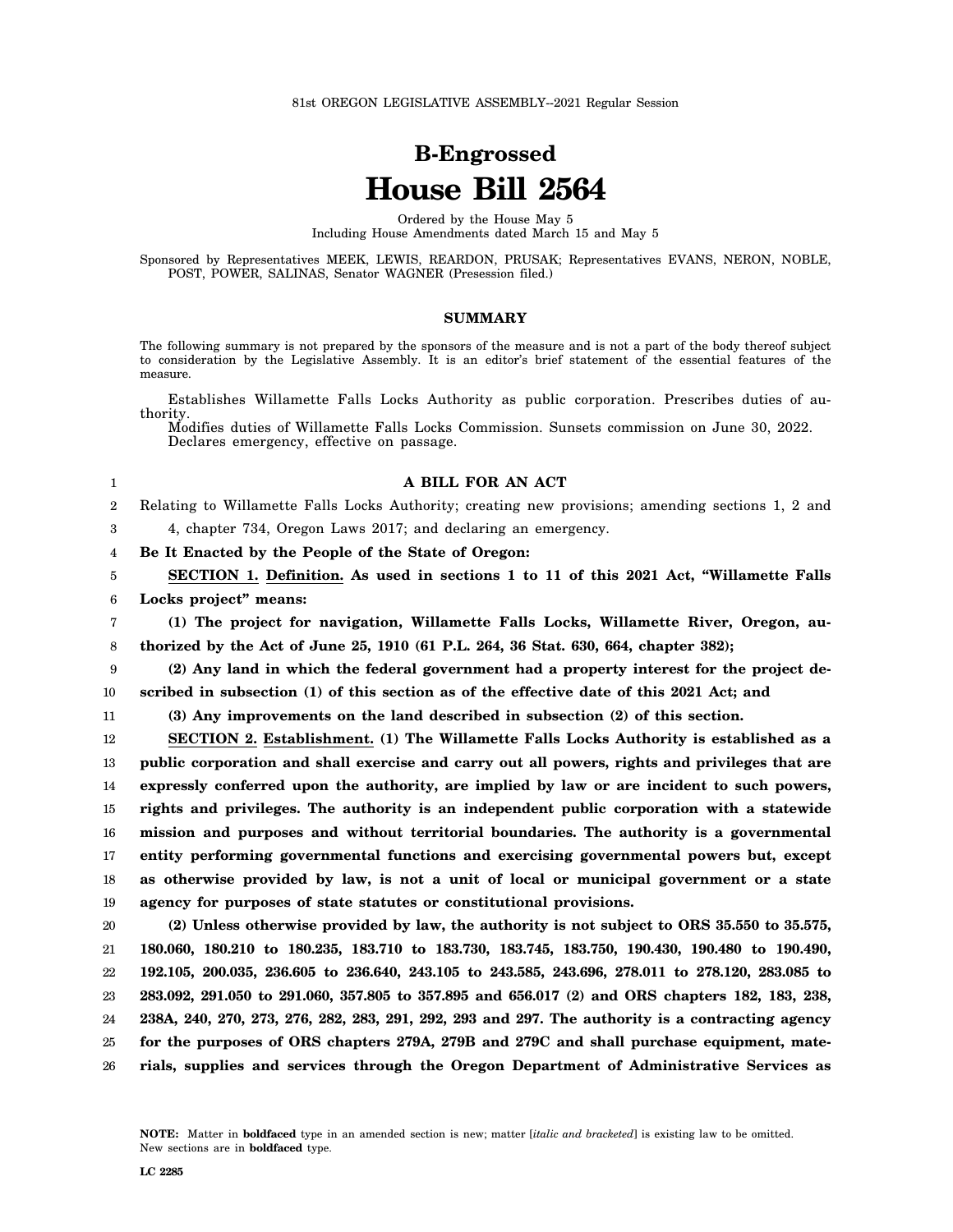81st OREGON LEGISLATIVE ASSEMBLY--2021 Regular Session

# B-Engrossed
# House Bill 2564

Ordered by the House May 5
Including House Amendments dated March 15 and May 5

Sponsored by Representatives MEEK, LEWIS, REARDON, PRUSAK; Representatives EVANS, NERON, NOBLE, POST, POWER, SALINAS, Senator WAGNER (Presession filed.)

## SUMMARY

The following summary is not prepared by the sponsors of the measure and is not a part of the body thereof subject to consideration by the Legislative Assembly. It is an editor's brief statement of the essential features of the measure.

Establishes Willamette Falls Locks Authority as public corporation. Prescribes duties of authority.
Modifies duties of Willamette Falls Locks Commission. Sunsets commission on June 30, 2022.
Declares emergency, effective on passage.

**A BILL FOR AN ACT**

Relating to Willamette Falls Locks Authority; creating new provisions; amending sections 1, 2 and 4, chapter 734, Oregon Laws 2017; and declaring an emergency.

**Be It Enacted by the People of the State of Oregon:**

**SECTION 1. Definition. As used in sections 1 to 11 of this 2021 Act, "Willamette Falls Locks project" means:**

**(1) The project for navigation, Willamette Falls Locks, Willamette River, Oregon, authorized by the Act of June 25, 1910 (61 P.L. 264, 36 Stat. 630, 664, chapter 382);**

**(2) Any land in which the federal government had a property interest for the project described in subsection (1) of this section as of the effective date of this 2021 Act; and**

**(3) Any improvements on the land described in subsection (2) of this section.**

**SECTION 2. Establishment. (1) The Willamette Falls Locks Authority is established as a public corporation and shall exercise and carry out all powers, rights and privileges that are expressly conferred upon the authority, are implied by law or are incident to such powers, rights and privileges. The authority is an independent public corporation with a statewide mission and purposes and without territorial boundaries. The authority is a governmental entity performing governmental functions and exercising governmental powers but, except as otherwise provided by law, is not a unit of local or municipal government or a state agency for purposes of state statutes or constitutional provisions.**

**(2) Unless otherwise provided by law, the authority is not subject to ORS 35.550 to 35.575, 180.060, 180.210 to 180.235, 183.710 to 183.730, 183.745, 183.750, 190.430, 190.480 to 190.490, 192.105, 200.035, 236.605 to 236.640, 243.105 to 243.585, 243.696, 278.011 to 278.120, 283.085 to 283.092, 291.050 to 291.060, 357.805 to 357.895 and 656.017 (2) and ORS chapters 182, 183, 238, 238A, 240, 270, 273, 276, 282, 283, 291, 292, 293 and 297. The authority is a contracting agency for the purposes of ORS chapters 279A, 279B and 279C and shall purchase equipment, materials, supplies and services through the Oregon Department of Administrative Services as**

NOTE: Matter in **boldfaced** type in an amended section is new; matter [*italic and bracketed*] is existing law to be omitted. New sections are in **boldfaced** type.

LC 2285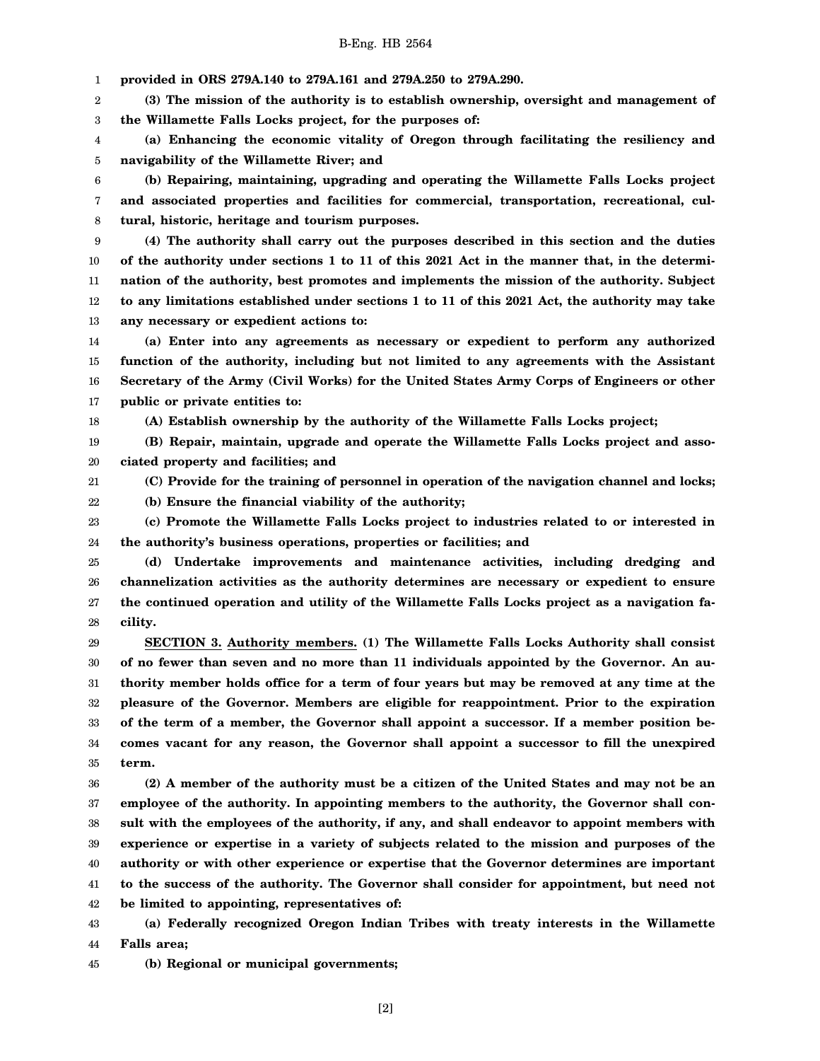**provided in ORS 279A.140 to 279A.161 and 279A.250 to 279A.290.**

**(3) The mission of the authority is to establish ownership, oversight and management of the Willamette Falls Locks project, for the purposes of:**

**(a) Enhancing the economic vitality of Oregon through facilitating the resiliency and navigability of the Willamette River; and**

**(b) Repairing, maintaining, upgrading and operating the Willamette Falls Locks project and associated properties and facilities for commercial, transportation, recreational, cultural, historic, heritage and tourism purposes.**

**(4) The authority shall carry out the purposes described in this section and the duties of the authority under sections 1 to 11 of this 2021 Act in the manner that, in the determination of the authority, best promotes and implements the mission of the authority. Subject to any limitations established under sections 1 to 11 of this 2021 Act, the authority may take any necessary or expedient actions to:**

**(a) Enter into any agreements as necessary or expedient to perform any authorized function of the authority, including but not limited to any agreements with the Assistant Secretary of the Army (Civil Works) for the United States Army Corps of Engineers or other public or private entities to:**

**(A) Establish ownership by the authority of the Willamette Falls Locks project;**

**(B) Repair, maintain, upgrade and operate the Willamette Falls Locks project and associated property and facilities; and**

**(C) Provide for the training of personnel in operation of the navigation channel and locks;**

**(b) Ensure the financial viability of the authority;**

**(c) Promote the Willamette Falls Locks project to industries related to or interested in the authority's business operations, properties or facilities; and**

**(d) Undertake improvements and maintenance activities, including dredging and channelization activities as the authority determines are necessary or expedient to ensure the continued operation and utility of the Willamette Falls Locks project as a navigation facility.**

**SECTION 3.** **Authority members. (1) The Willamette Falls Locks Authority shall consist of no fewer than seven and no more than 11 individuals appointed by the Governor. An authority member holds office for a term of four years but may be removed at any time at the pleasure of the Governor. Members are eligible for reappointment. Prior to the expiration of the term of a member, the Governor shall appoint a successor. If a member position becomes vacant for any reason, the Governor shall appoint a successor to fill the unexpired term.**

**(2) A member of the authority must be a citizen of the United States and may not be an employee of the authority. In appointing members to the authority, the Governor shall consult with the employees of the authority, if any, and shall endeavor to appoint members with experience or expertise in a variety of subjects related to the mission and purposes of the authority or with other experience or expertise that the Governor determines are important to the success of the authority. The Governor shall consider for appointment, but need not be limited to appointing, representatives of:**

**(a) Federally recognized Oregon Indian Tribes with treaty interests in the Willamette Falls area;**

**(b) Regional or municipal governments;**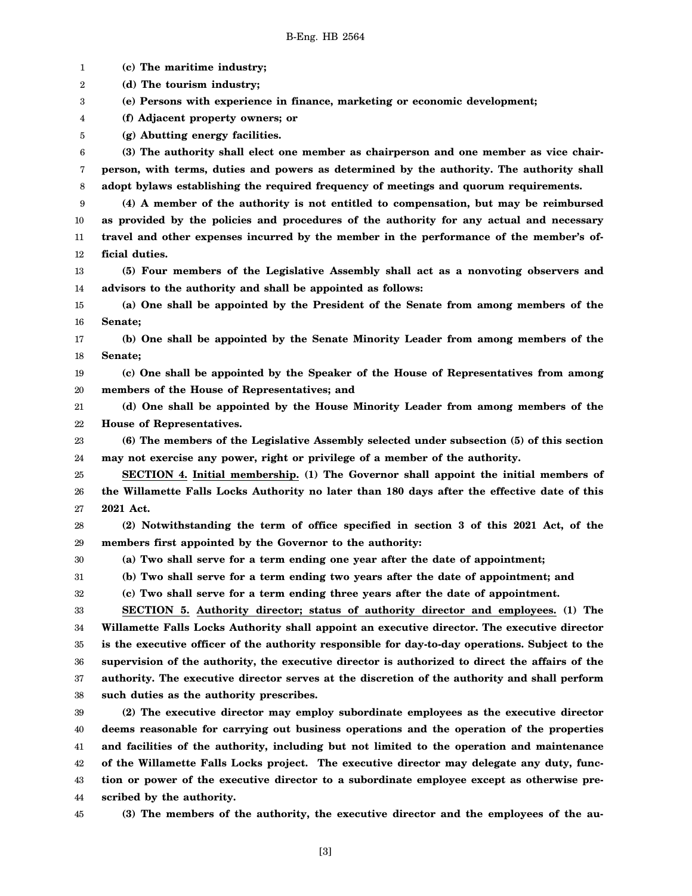**(c) The maritime industry;**

**(d) The tourism industry;**

**(e) Persons with experience in finance, marketing or economic development;**

**(f) Adjacent property owners; or**

**(g) Abutting energy facilities.**

**(3) The authority shall elect one member as chairperson and one member as vice chairperson, with terms, duties and powers as determined by the authority. The authority shall adopt bylaws establishing the required frequency of meetings and quorum requirements.**

**(4) A member of the authority is not entitled to compensation, but may be reimbursed as provided by the policies and procedures of the authority for any actual and necessary travel and other expenses incurred by the member in the performance of the member's official duties.**

**(5) Four members of the Legislative Assembly shall act as a nonvoting observers and advisors to the authority and shall be appointed as follows:**

**(a) One shall be appointed by the President of the Senate from among members of the Senate;**

**(b) One shall be appointed by the Senate Minority Leader from among members of the Senate;**

**(c) One shall be appointed by the Speaker of the House of Representatives from among members of the House of Representatives; and**

**(d) One shall be appointed by the House Minority Leader from among members of the House of Representatives.**

**(6) The members of the Legislative Assembly selected under subsection (5) of this section may not exercise any power, right or privilege of a member of the authority.**

**SECTION 4. Initial membership. (1) The Governor shall appoint the initial members of the Willamette Falls Locks Authority no later than 180 days after the effective date of this 2021 Act.**

**(2) Notwithstanding the term of office specified in section 3 of this 2021 Act, of the members first appointed by the Governor to the authority:**

**(a) Two shall serve for a term ending one year after the date of appointment;**

**(b) Two shall serve for a term ending two years after the date of appointment; and**

**(c) Two shall serve for a term ending three years after the date of appointment.**

**SECTION 5. Authority director; status of authority director and employees. (1) The Willamette Falls Locks Authority shall appoint an executive director. The executive director is the executive officer of the authority responsible for day-to-day operations. Subject to the supervision of the authority, the executive director is authorized to direct the affairs of the authority. The executive director serves at the discretion of the authority and shall perform such duties as the authority prescribes.**

**(2) The executive director may employ subordinate employees as the executive director deems reasonable for carrying out business operations and the operation of the properties and facilities of the authority, including but not limited to the operation and maintenance of the Willamette Falls Locks project. The executive director may delegate any duty, function or power of the executive director to a subordinate employee except as otherwise prescribed by the authority.**

**(3) The members of the authority, the executive director and the employees of the au-**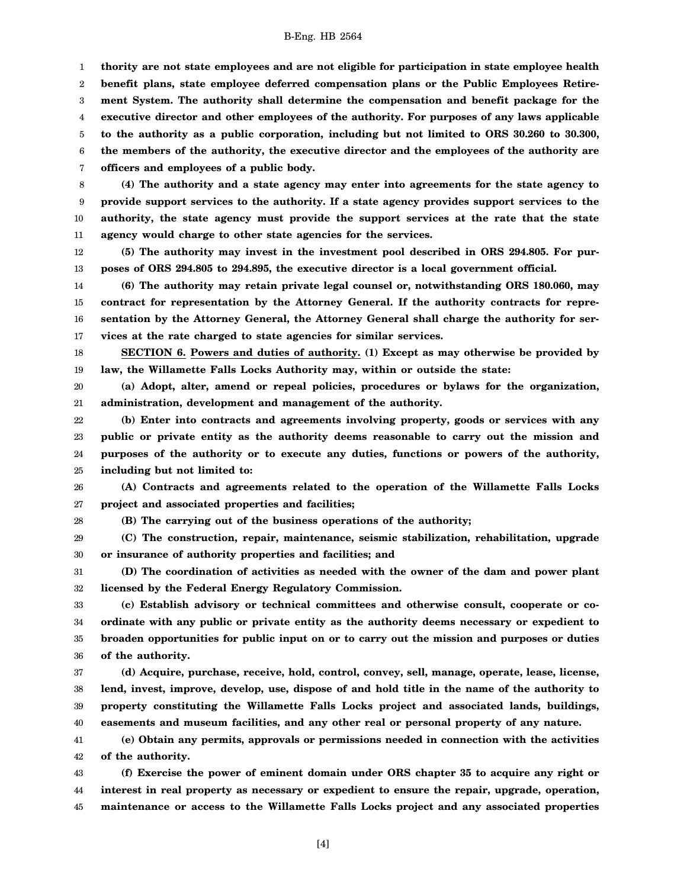**thority are not state employees and are not eligible for participation in state employee health benefit plans, state employee deferred compensation plans or the Public Employees Retirement System. The authority shall determine the compensation and benefit package for the executive director and other employees of the authority. For purposes of any laws applicable to the authority as a public corporation, including but not limited to ORS 30.260 to 30.300, the members of the authority, the executive director and the employees of the authority are officers and employees of a public body.**

**(4) The authority and a state agency may enter into agreements for the state agency to provide support services to the authority. If a state agency provides support services to the authority, the state agency must provide the support services at the rate that the state agency would charge to other state agencies for the services.**

**(5) The authority may invest in the investment pool described in ORS 294.805. For purposes of ORS 294.805 to 294.895, the executive director is a local government official.**

**(6) The authority may retain private legal counsel or, notwithstanding ORS 180.060, may contract for representation by the Attorney General. If the authority contracts for representation by the Attorney General, the Attorney General shall charge the authority for services at the rate charged to state agencies for similar services.**

**SECTION 6. Powers and duties of authority. (1) Except as may otherwise be provided by law, the Willamette Falls Locks Authority may, within or outside the state:**

**(a) Adopt, alter, amend or repeal policies, procedures or bylaws for the organization, administration, development and management of the authority.**

**(b) Enter into contracts and agreements involving property, goods or services with any public or private entity as the authority deems reasonable to carry out the mission and purposes of the authority or to execute any duties, functions or powers of the authority, including but not limited to:**

**(A) Contracts and agreements related to the operation of the Willamette Falls Locks project and associated properties and facilities;**

**(B) The carrying out of the business operations of the authority;**

**(C) The construction, repair, maintenance, seismic stabilization, rehabilitation, upgrade or insurance of authority properties and facilities; and**

**(D) The coordination of activities as needed with the owner of the dam and power plant licensed by the Federal Energy Regulatory Commission.**

**(c) Establish advisory or technical committees and otherwise consult, cooperate or coordinate with any public or private entity as the authority deems necessary or expedient to broaden opportunities for public input on or to carry out the mission and purposes or duties of the authority.**

**(d) Acquire, purchase, receive, hold, control, convey, sell, manage, operate, lease, license, lend, invest, improve, develop, use, dispose of and hold title in the name of the authority to property constituting the Willamette Falls Locks project and associated lands, buildings, easements and museum facilities, and any other real or personal property of any nature.**

**(e) Obtain any permits, approvals or permissions needed in connection with the activities of the authority.**

**(f) Exercise the power of eminent domain under ORS chapter 35 to acquire any right or interest in real property as necessary or expedient to ensure the repair, upgrade, operation, maintenance or access to the Willamette Falls Locks project and any associated properties**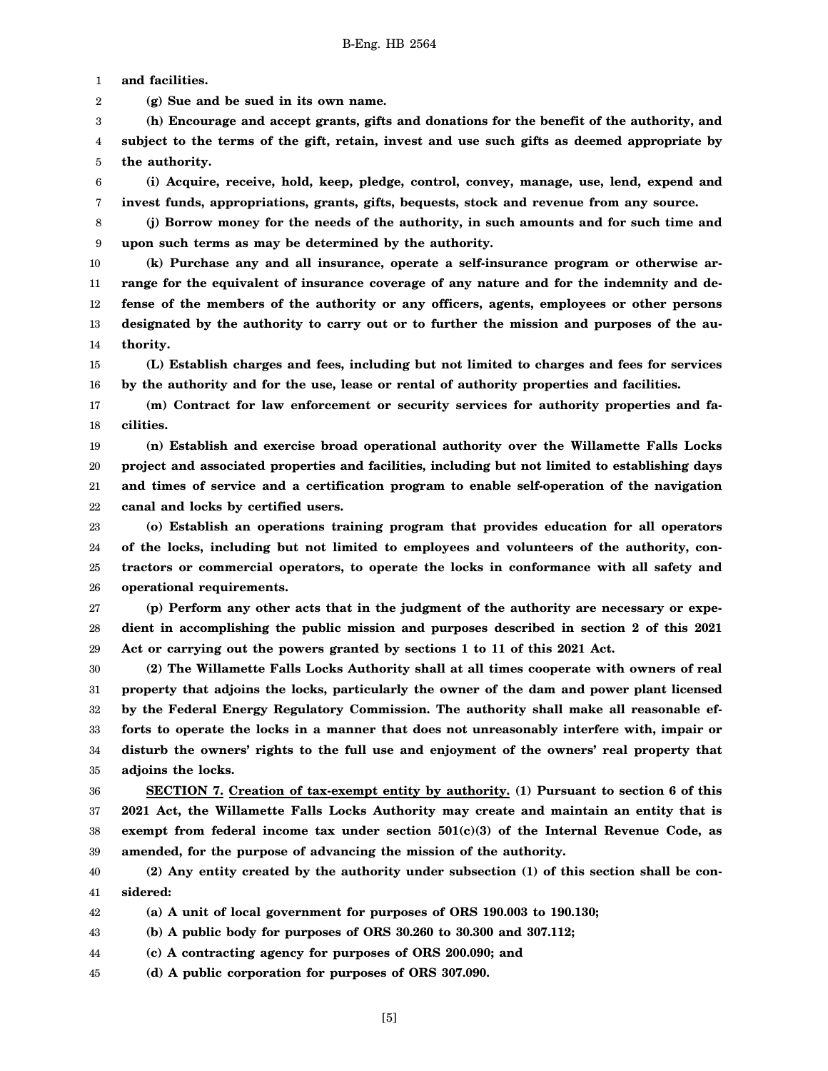**and facilities.**

**(g) Sue and be sued in its own name.**

**(h) Encourage and accept grants, gifts and donations for the benefit of the authority, and subject to the terms of the gift, retain, invest and use such gifts as deemed appropriate by the authority.**

**(i) Acquire, receive, hold, keep, pledge, control, convey, manage, use, lend, expend and invest funds, appropriations, grants, gifts, bequests, stock and revenue from any source.**

**(j) Borrow money for the needs of the authority, in such amounts and for such time and upon such terms as may be determined by the authority.**

**(k) Purchase any and all insurance, operate a self-insurance program or otherwise arrange for the equivalent of insurance coverage of any nature and for the indemnity and defense of the members of the authority or any officers, agents, employees or other persons designated by the authority to carry out or to further the mission and purposes of the authority.**

**(L) Establish charges and fees, including but not limited to charges and fees for services by the authority and for the use, lease or rental of authority properties and facilities.**

**(m) Contract for law enforcement or security services for authority properties and facilities.**

**(n) Establish and exercise broad operational authority over the Willamette Falls Locks project and associated properties and facilities, including but not limited to establishing days and times of service and a certification program to enable self-operation of the navigation canal and locks by certified users.**

**(o) Establish an operations training program that provides education for all operators of the locks, including but not limited to employees and volunteers of the authority, contractors or commercial operators, to operate the locks in conformance with all safety and operational requirements.**

**(p) Perform any other acts that in the judgment of the authority are necessary or expedient in accomplishing the public mission and purposes described in section 2 of this 2021 Act or carrying out the powers granted by sections 1 to 11 of this 2021 Act.**

**(2) The Willamette Falls Locks Authority shall at all times cooperate with owners of real property that adjoins the locks, particularly the owner of the dam and power plant licensed by the Federal Energy Regulatory Commission. The authority shall make all reasonable efforts to operate the locks in a manner that does not unreasonably interfere with, impair or disturb the owners' rights to the full use and enjoyment of the owners' real property that adjoins the locks.**

**SECTION 7.** **Creation of tax-exempt entity by authority.** **(1) Pursuant to section 6 of this 2021 Act, the Willamette Falls Locks Authority may create and maintain an entity that is exempt from federal income tax under section 501(c)(3) of the Internal Revenue Code, as amended, for the purpose of advancing the mission of the authority.**

**(2) Any entity created by the authority under subsection (1) of this section shall be considered:**

**(a) A unit of local government for purposes of ORS 190.003 to 190.130;**

**(b) A public body for purposes of ORS 30.260 to 30.300 and 307.112;**

**(c) A contracting agency for purposes of ORS 200.090; and**

**(d) A public corporation for purposes of ORS 307.090.**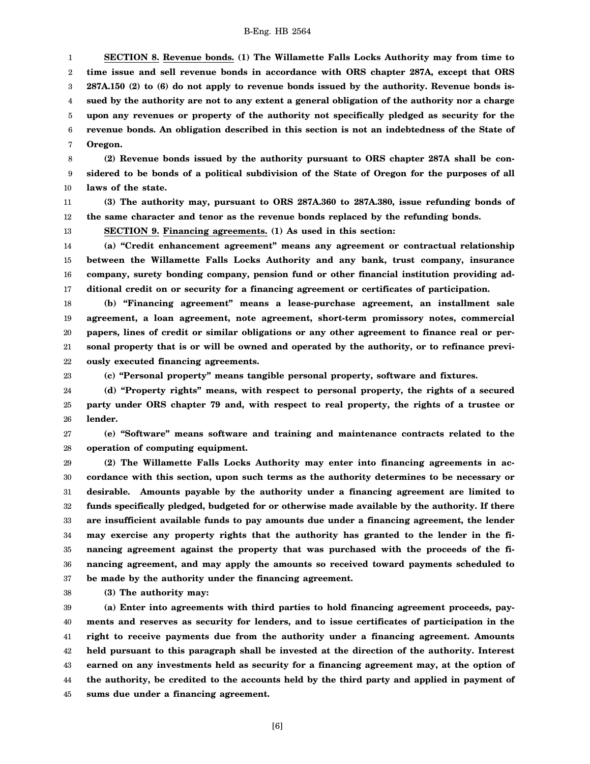**SECTION 8. Revenue bonds. (1) The Willamette Falls Locks Authority may from time to time issue and sell revenue bonds in accordance with ORS chapter 287A, except that ORS 287A.150 (2) to (6) do not apply to revenue bonds issued by the authority. Revenue bonds issued by the authority are not to any extent a general obligation of the authority nor a charge upon any revenues or property of the authority not specifically pledged as security for the revenue bonds. An obligation described in this section is not an indebtedness of the State of Oregon.**

**(2) Revenue bonds issued by the authority pursuant to ORS chapter 287A shall be considered to be bonds of a political subdivision of the State of Oregon for the purposes of all laws of the state.**

**(3) The authority may, pursuant to ORS 287A.360 to 287A.380, issue refunding bonds of the same character and tenor as the revenue bonds replaced by the refunding bonds.**

**SECTION 9. Financing agreements. (1) As used in this section:**

**(a) "Credit enhancement agreement" means any agreement or contractual relationship between the Willamette Falls Locks Authority and any bank, trust company, insurance company, surety bonding company, pension fund or other financial institution providing additional credit on or security for a financing agreement or certificates of participation.**

**(b) "Financing agreement" means a lease-purchase agreement, an installment sale agreement, a loan agreement, note agreement, short-term promissory notes, commercial papers, lines of credit or similar obligations or any other agreement to finance real or personal property that is or will be owned and operated by the authority, or to refinance previously executed financing agreements.**

**(c) "Personal property" means tangible personal property, software and fixtures.**

**(d) "Property rights" means, with respect to personal property, the rights of a secured party under ORS chapter 79 and, with respect to real property, the rights of a trustee or lender.**

**(e) "Software" means software and training and maintenance contracts related to the operation of computing equipment.**

**(2) The Willamette Falls Locks Authority may enter into financing agreements in accordance with this section, upon such terms as the authority determines to be necessary or desirable. Amounts payable by the authority under a financing agreement are limited to funds specifically pledged, budgeted for or otherwise made available by the authority. If there are insufficient available funds to pay amounts due under a financing agreement, the lender may exercise any property rights that the authority has granted to the lender in the financing agreement against the property that was purchased with the proceeds of the financing agreement, and may apply the amounts so received toward payments scheduled to be made by the authority under the financing agreement.**

**(3) The authority may:**

**(a) Enter into agreements with third parties to hold financing agreement proceeds, payments and reserves as security for lenders, and to issue certificates of participation in the right to receive payments due from the authority under a financing agreement. Amounts held pursuant to this paragraph shall be invested at the direction of the authority. Interest earned on any investments held as security for a financing agreement may, at the option of the authority, be credited to the accounts held by the third party and applied in payment of sums due under a financing agreement.**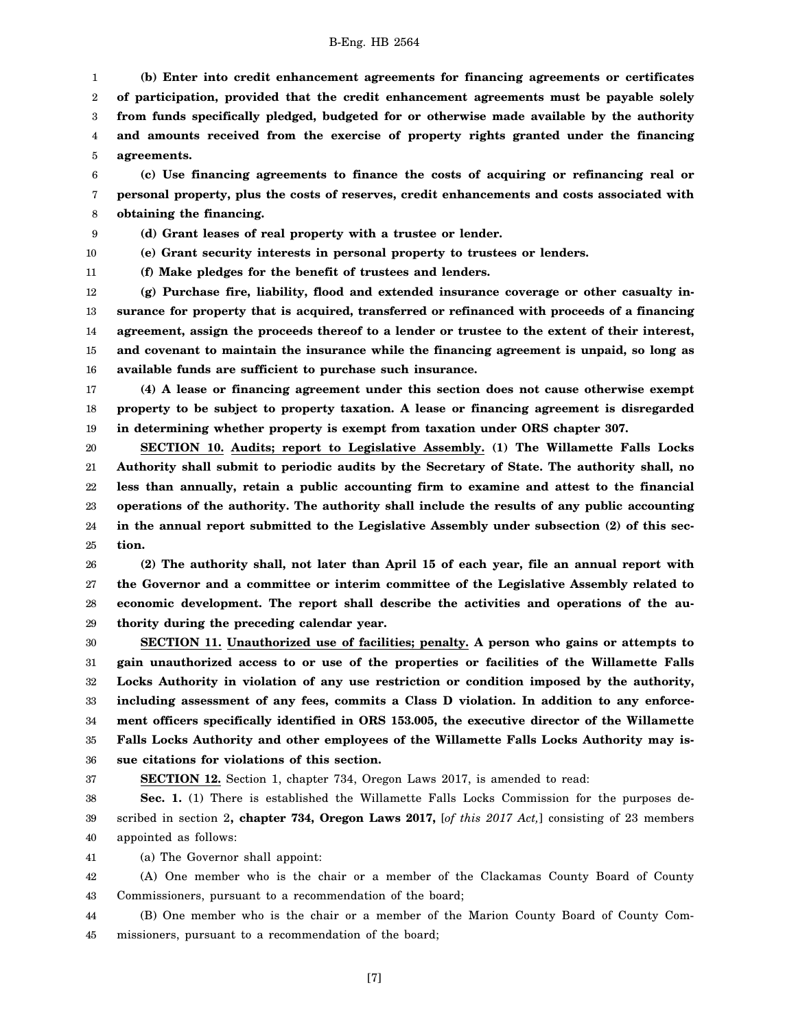**(b) Enter into credit enhancement agreements for financing agreements or certificates of participation, provided that the credit enhancement agreements must be payable solely from funds specifically pledged, budgeted for or otherwise made available by the authority and amounts received from the exercise of property rights granted under the financing agreements.**

**(c) Use financing agreements to finance the costs of acquiring or refinancing real or personal property, plus the costs of reserves, credit enhancements and costs associated with obtaining the financing.**

**(d) Grant leases of real property with a trustee or lender.**

**(e) Grant security interests in personal property to trustees or lenders.**

**(f) Make pledges for the benefit of trustees and lenders.**

**(g) Purchase fire, liability, flood and extended insurance coverage or other casualty insurance for property that is acquired, transferred or refinanced with proceeds of a financing agreement, assign the proceeds thereof to a lender or trustee to the extent of their interest, and covenant to maintain the insurance while the financing agreement is unpaid, so long as available funds are sufficient to purchase such insurance.**

**(4) A lease or financing agreement under this section does not cause otherwise exempt property to be subject to property taxation. A lease or financing agreement is disregarded in determining whether property is exempt from taxation under ORS chapter 307.**

**SECTION 10. Audits; report to Legislative Assembly. (1) The Willamette Falls Locks Authority shall submit to periodic audits by the Secretary of State. The authority shall, no less than annually, retain a public accounting firm to examine and attest to the financial operations of the authority. The authority shall include the results of any public accounting in the annual report submitted to the Legislative Assembly under subsection (2) of this section.**

**(2) The authority shall, not later than April 15 of each year, file an annual report with the Governor and a committee or interim committee of the Legislative Assembly related to economic development. The report shall describe the activities and operations of the authority during the preceding calendar year.**

**SECTION 11. Unauthorized use of facilities; penalty. A person who gains or attempts to gain unauthorized access to or use of the properties or facilities of the Willamette Falls Locks Authority in violation of any use restriction or condition imposed by the authority, including assessment of any fees, commits a Class D violation. In addition to any enforcement officers specifically identified in ORS 153.005, the executive director of the Willamette Falls Locks Authority and other employees of the Willamette Falls Locks Authority may issue citations for violations of this section.**

**SECTION 12.** Section 1, chapter 734, Oregon Laws 2017, is amended to read:

**Sec. 1.** (1) There is established the Willamette Falls Locks Commission for the purposes described in section 2**, chapter 734, Oregon Laws 2017,** [*of this 2017 Act,*] consisting of 23 members appointed as follows:

(a) The Governor shall appoint:

(A) One member who is the chair or a member of the Clackamas County Board of County Commissioners, pursuant to a recommendation of the board;

(B) One member who is the chair or a member of the Marion County Board of County Commissioners, pursuant to a recommendation of the board;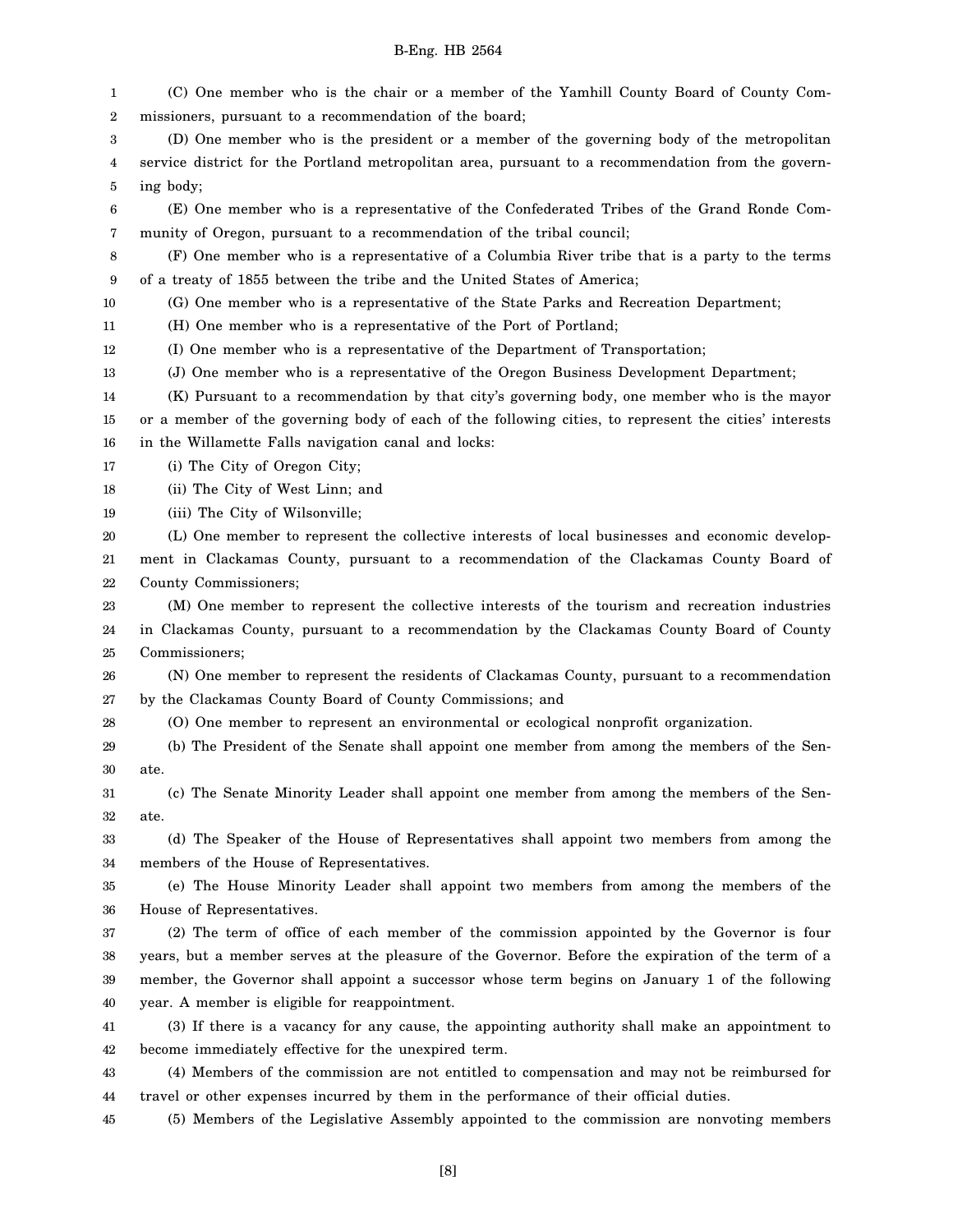(C) One member who is the chair or a member of the Yamhill County Board of County Commissioners, pursuant to a recommendation of the board;

(D) One member who is the president or a member of the governing body of the metropolitan service district for the Portland metropolitan area, pursuant to a recommendation from the governing body;

(E) One member who is a representative of the Confederated Tribes of the Grand Ronde Community of Oregon, pursuant to a recommendation of the tribal council;

(F) One member who is a representative of a Columbia River tribe that is a party to the terms of a treaty of 1855 between the tribe and the United States of America;

(G) One member who is a representative of the State Parks and Recreation Department;

(H) One member who is a representative of the Port of Portland;

(I) One member who is a representative of the Department of Transportation;

(J) One member who is a representative of the Oregon Business Development Department;

(K) Pursuant to a recommendation by that city's governing body, one member who is the mayor or a member of the governing body of each of the following cities, to represent the cities' interests in the Willamette Falls navigation canal and locks:

(i) The City of Oregon City;

(ii) The City of West Linn; and

(iii) The City of Wilsonville;

(L) One member to represent the collective interests of local businesses and economic development in Clackamas County, pursuant to a recommendation of the Clackamas County Board of County Commissioners;

(M) One member to represent the collective interests of the tourism and recreation industries in Clackamas County, pursuant to a recommendation by the Clackamas County Board of County Commissioners;

(N) One member to represent the residents of Clackamas County, pursuant to a recommendation by the Clackamas County Board of County Commissions; and

(O) One member to represent an environmental or ecological nonprofit organization.

(b) The President of the Senate shall appoint one member from among the members of the Senate.

(c) The Senate Minority Leader shall appoint one member from among the members of the Senate.

(d) The Speaker of the House of Representatives shall appoint two members from among the members of the House of Representatives.

(e) The House Minority Leader shall appoint two members from among the members of the House of Representatives.

(2) The term of office of each member of the commission appointed by the Governor is four years, but a member serves at the pleasure of the Governor. Before the expiration of the term of a member, the Governor shall appoint a successor whose term begins on January 1 of the following year. A member is eligible for reappointment.

(3) If there is a vacancy for any cause, the appointing authority shall make an appointment to become immediately effective for the unexpired term.

(4) Members of the commission are not entitled to compensation and may not be reimbursed for travel or other expenses incurred by them in the performance of their official duties.

(5) Members of the Legislative Assembly appointed to the commission are nonvoting members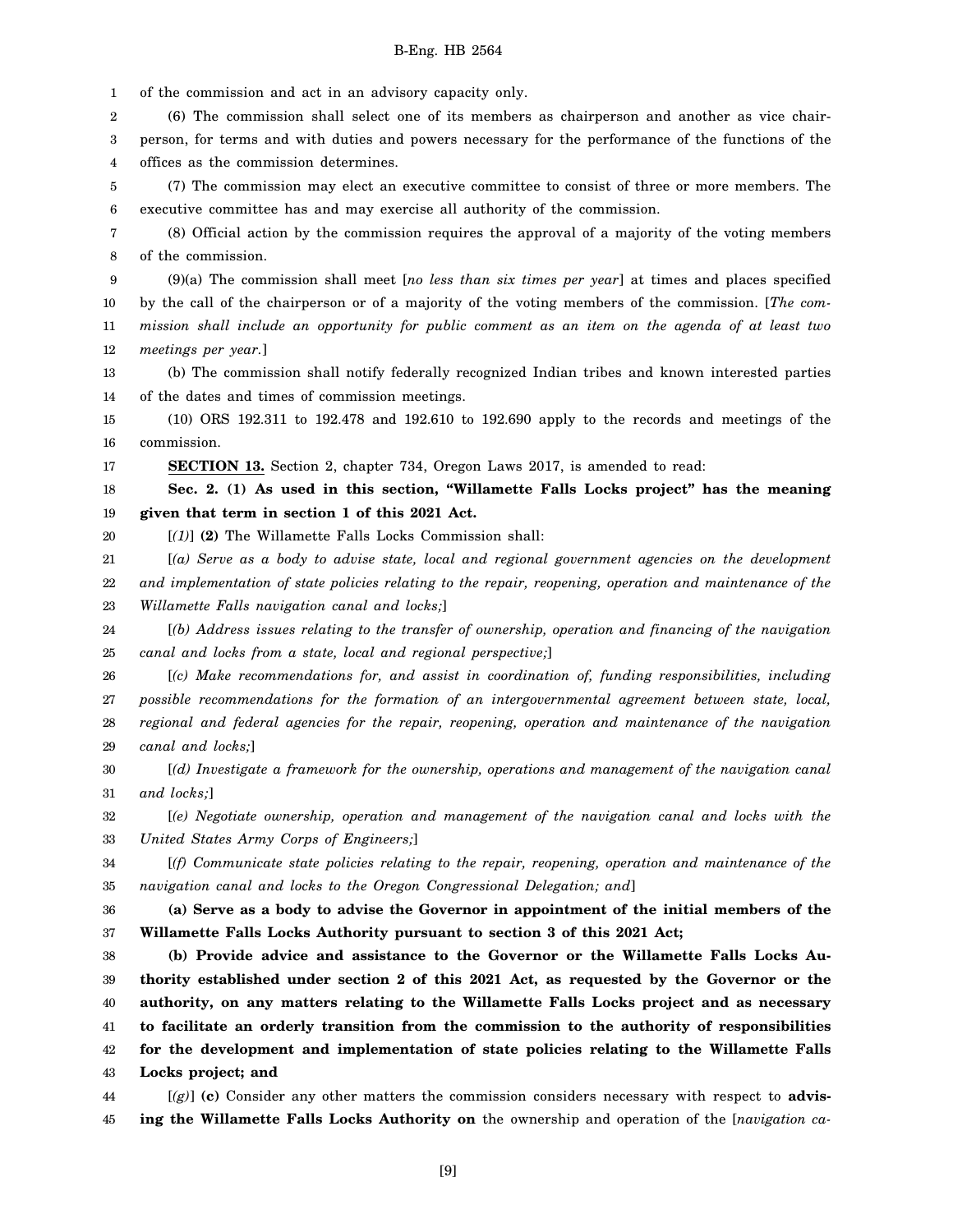of the commission and act in an advisory capacity only.

(6) The commission shall select one of its members as chairperson and another as vice chairperson, for terms and with duties and powers necessary for the performance of the functions of the offices as the commission determines.

(7) The commission may elect an executive committee to consist of three or more members. The executive committee has and may exercise all authority of the commission.

(8) Official action by the commission requires the approval of a majority of the voting members of the commission.

(9)(a) The commission shall meet [*no less than six times per year*] at times and places specified by the call of the chairperson or of a majority of the voting members of the commission. [*The commission shall include an opportunity for public comment as an item on the agenda of at least two meetings per year.*]

(b) The commission shall notify federally recognized Indian tribes and known interested parties of the dates and times of commission meetings.

(10) ORS 192.311 to 192.478 and 192.610 to 192.690 apply to the records and meetings of the commission.

**SECTION 13.** Section 2, chapter 734, Oregon Laws 2017, is amended to read:

**Sec. 2. (1) As used in this section, "Willamette Falls Locks project" has the meaning given that term in section 1 of this 2021 Act.**

[*(1)*] **(2)** The Willamette Falls Locks Commission shall:

[*(a) Serve as a body to advise state, local and regional government agencies on the development and implementation of state policies relating to the repair, reopening, operation and maintenance of the Willamette Falls navigation canal and locks;*]

[*(b) Address issues relating to the transfer of ownership, operation and financing of the navigation canal and locks from a state, local and regional perspective;*]

[*(c) Make recommendations for, and assist in coordination of, funding responsibilities, including possible recommendations for the formation of an intergovernmental agreement between state, local, regional and federal agencies for the repair, reopening, operation and maintenance of the navigation canal and locks;*]

[*(d) Investigate a framework for the ownership, operations and management of the navigation canal and locks;*]

[*(e) Negotiate ownership, operation and management of the navigation canal and locks with the United States Army Corps of Engineers;*]

[*(f) Communicate state policies relating to the repair, reopening, operation and maintenance of the navigation canal and locks to the Oregon Congressional Delegation; and*]

**(a) Serve as a body to advise the Governor in appointment of the initial members of the Willamette Falls Locks Authority pursuant to section 3 of this 2021 Act;**

**(b) Provide advice and assistance to the Governor or the Willamette Falls Locks Authority established under section 2 of this 2021 Act, as requested by the Governor or the authority, on any matters relating to the Willamette Falls Locks project and as necessary to facilitate an orderly transition from the commission to the authority of responsibilities for the development and implementation of state policies relating to the Willamette Falls Locks project; and**

[*(g)*] **(c)** Consider any other matters the commission considers necessary with respect to **advising the Willamette Falls Locks Authority on** the ownership and operation of the [*navigation ca-*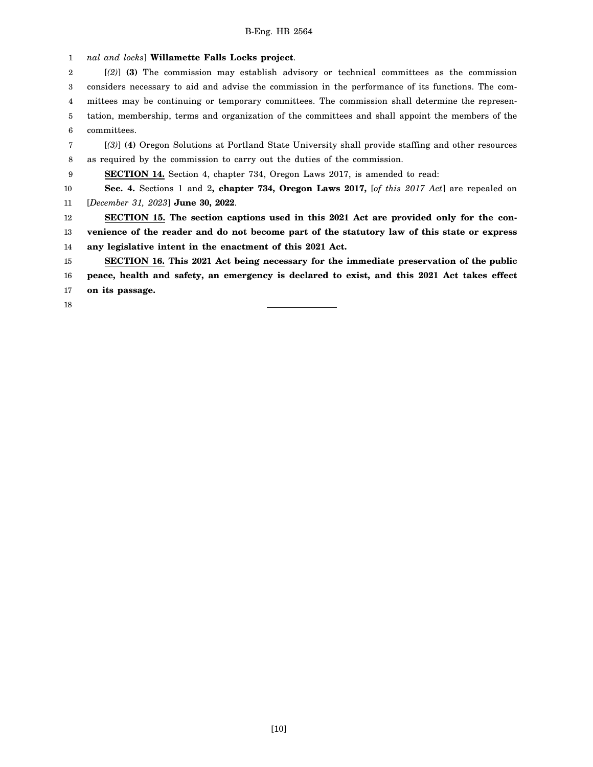*nal and locks*] **Willamette Falls Locks project**.

[*(2)*] **(3)** The commission may establish advisory or technical committees as the commission considers necessary to aid and advise the commission in the performance of its functions. The committees may be continuing or temporary committees. The commission shall determine the representation, membership, terms and organization of the committees and shall appoint the members of the committees.

[*(3)*] **(4)** Oregon Solutions at Portland State University shall provide staffing and other resources as required by the commission to carry out the duties of the commission.

**SECTION 14.** Section 4, chapter 734, Oregon Laws 2017, is amended to read:

**Sec. 4.** Sections 1 and 2**, chapter 734, Oregon Laws 2017,** [*of this 2017 Act*] are repealed on [*December 31, 2023*] **June 30, 2022**.

**SECTION 15. The section captions used in this 2021 Act are provided only for the convenience of the reader and do not become part of the statutory law of this state or express any legislative intent in the enactment of this 2021 Act.**

**SECTION 16. This 2021 Act being necessary for the immediate preservation of the public peace, health and safety, an emergency is declared to exist, and this 2021 Act takes effect on its passage.**

---